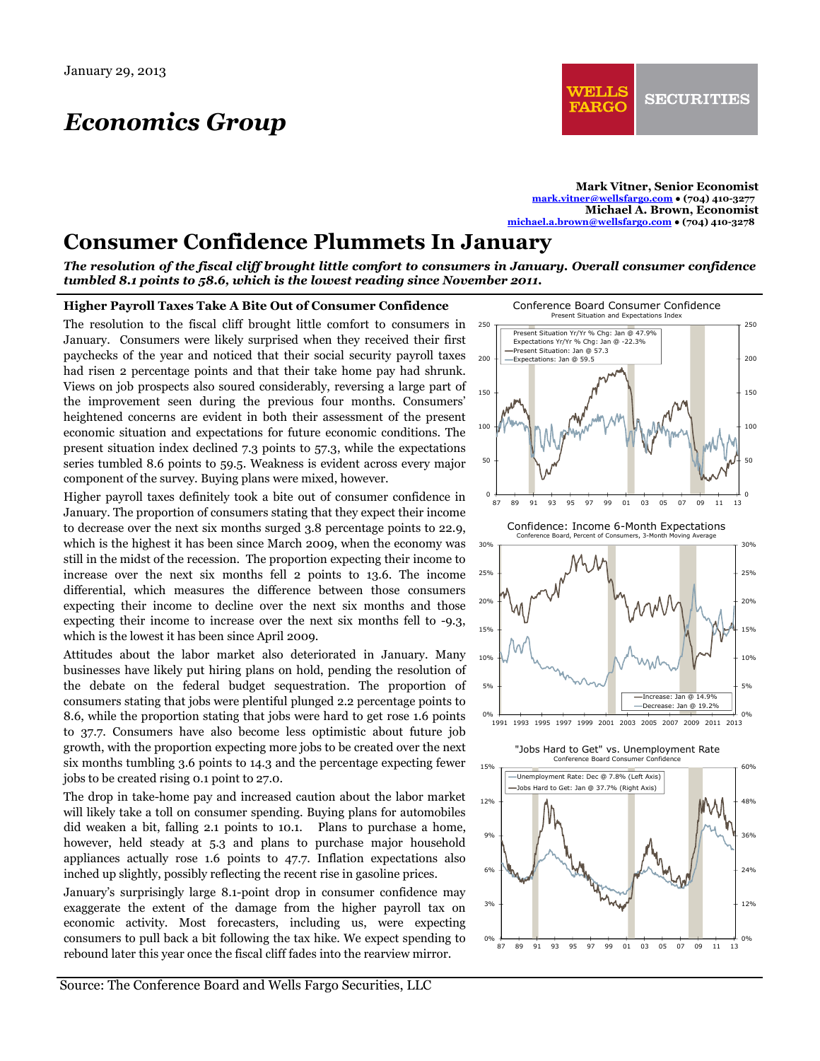January 29, 2013

# Economics Group

**Mark Vitner, Senior Economist**
mark.vitner@wellsfargo.com • (704) 410-3277
**Michael A. Brown, Economist**
michael.a.brown@wellsfargo.com • (704) 410-3278

# Consumer Confidence Plummets In January

***The resolution of the fiscal cliff brought little comfort to consumers in January. Overall consumer confidence tumbled 8.1 points to 58.6, which is the lowest reading since November 2011.***

## Higher Payroll Taxes Take A Bite Out of Consumer Confidence

The resolution to the fiscal cliff brought little comfort to consumers in January. Consumers were likely surprised when they received their first paychecks of the year and noticed that their social security payroll taxes had risen 2 percentage points and that their take home pay had shrunk. Views on job prospects also soured considerably, reversing a large part of the improvement seen during the previous four months. Consumers' heightened concerns are evident in both their assessment of the present economic situation and expectations for future economic conditions. The present situation index declined 7.3 points to 57.3, while the expectations series tumbled 8.6 points to 59.5. Weakness is evident across every major component of the survey. Buying plans were mixed, however.

Higher payroll taxes definitely took a bite out of consumer confidence in January. The proportion of consumers stating that they expect their income to decrease over the next six months surged 3.8 percentage points to 22.9, which is the highest it has been since March 2009, when the economy was still in the midst of the recession. The proportion expecting their income to increase over the next six months fell 2 points to 13.6. The income differential, which measures the difference between those consumers expecting their income to decline over the next six months and those expecting their income to increase over the next six months fell to -9.3, which is the lowest it has been since April 2009.

Attitudes about the labor market also deteriorated in January. Many businesses have likely put hiring plans on hold, pending the resolution of the debate on the federal budget sequestration. The proportion of consumers stating that jobs were plentiful plunged 2.2 percentage points to 8.6, while the proportion stating that jobs were hard to get rose 1.6 points to 37.7. Consumers have also become less optimistic about future job growth, with the proportion expecting more jobs to be created over the next six months tumbling 3.6 points to 14.3 and the percentage expecting fewer jobs to be created rising 0.1 point to 27.0.

The drop in take-home pay and increased caution about the labor market will likely take a toll on consumer spending. Buying plans for automobiles did weaken a bit, falling 2.1 points to 10.1. Plans to purchase a home, however, held steady at 5.3 and plans to purchase major household appliances actually rose 1.6 points to 47.7. Inflation expectations also inched up slightly, possibly reflecting the recent rise in gasoline prices.

January's surprisingly large 8.1-point drop in consumer confidence may exaggerate the extent of the damage from the higher payroll tax on economic activity. Most forecasters, including us, were expecting consumers to pull back a bit following the tax hike. We expect spending to rebound later this year once the fiscal cliff fades into the rearview mirror.

**Conference Board Consumer Confidence**
Present Situation and Expectations Index
- Present Situation Yr/Yr % Chg: Jan @ 47.9%
- Expectations Yr/Yr % Chg: Jan @ -22.3%
- Present Situation: Jan @ 57.3
- Expectations: Jan @ 59.5

**Confidence: Income 6-Month Expectations**
Conference Board, Percent of Consumers, 3-Month Moving Average
- Increase: Jan @ 14.9%
- Decrease: Jan @ 19.2%

**"Jobs Hard to Get" vs. Unemployment Rate**
Conference Board Consumer Confidence
- Unemployment Rate: Dec @ 7.8% (Left Axis)
- Jobs Hard to Get: Jan @ 37.7% (Right Axis)

Source: The Conference Board and Wells Fargo Securities, LLC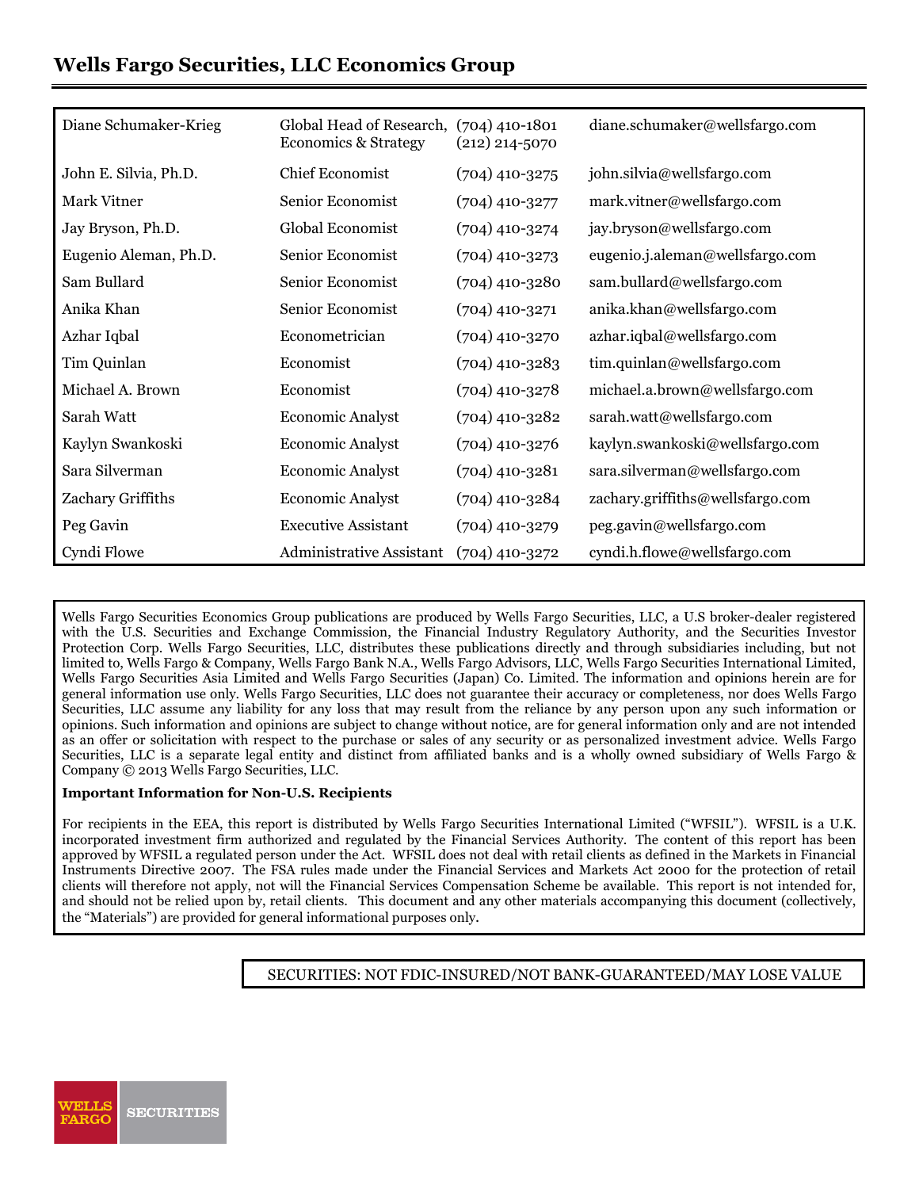## Wells Fargo Securities, LLC Economics Group

| | | | |
|---|---|---|---|
| Diane Schumaker-Krieg | Global Head of Research, Economics & Strategy | (704) 410-1801<br>(212) 214-5070 | diane.schumaker@wellsfargo.com |
| John E. Silvia, Ph.D. | Chief Economist | (704) 410-3275 | john.silvia@wellsfargo.com |
| Mark Vitner | Senior Economist | (704) 410-3277 | mark.vitner@wellsfargo.com |
| Jay Bryson, Ph.D. | Global Economist | (704) 410-3274 | jay.bryson@wellsfargo.com |
| Eugenio Aleman, Ph.D. | Senior Economist | (704) 410-3273 | eugenio.j.aleman@wellsfargo.com |
| Sam Bullard | Senior Economist | (704) 410-3280 | sam.bullard@wellsfargo.com |
| Anika Khan | Senior Economist | (704) 410-3271 | anika.khan@wellsfargo.com |
| Azhar Iqbal | Econometrician | (704) 410-3270 | azhar.iqbal@wellsfargo.com |
| Tim Quinlan | Economist | (704) 410-3283 | tim.quinlan@wellsfargo.com |
| Michael A. Brown | Economist | (704) 410-3278 | michael.a.brown@wellsfargo.com |
| Sarah Watt | Economic Analyst | (704) 410-3282 | sarah.watt@wellsfargo.com |
| Kaylyn Swankoski | Economic Analyst | (704) 410-3276 | kaylyn.swankoski@wellsfargo.com |
| Sara Silverman | Economic Analyst | (704) 410-3281 | sara.silverman@wellsfargo.com |
| Zachary Griffiths | Economic Analyst | (704) 410-3284 | zachary.griffiths@wellsfargo.com |
| Peg Gavin | Executive Assistant | (704) 410-3279 | peg.gavin@wellsfargo.com |
| Cyndi Flowe | Administrative Assistant | (704) 410-3272 | cyndi.h.flowe@wellsfargo.com |

Wells Fargo Securities Economics Group publications are produced by Wells Fargo Securities, LLC, a U.S broker-dealer registered with the U.S. Securities and Exchange Commission, the Financial Industry Regulatory Authority, and the Securities Investor Protection Corp. Wells Fargo Securities, LLC, distributes these publications directly and through subsidiaries including, but not limited to, Wells Fargo & Company, Wells Fargo Bank N.A., Wells Fargo Advisors, LLC, Wells Fargo Securities International Limited, Wells Fargo Securities Asia Limited and Wells Fargo Securities (Japan) Co. Limited. The information and opinions herein are for general information use only. Wells Fargo Securities, LLC does not guarantee their accuracy or completeness, nor does Wells Fargo Securities, LLC assume any liability for any loss that may result from the reliance by any person upon any such information or opinions. Such information and opinions are subject to change without notice, are for general information only and are not intended as an offer or solicitation with respect to the purchase or sales of any security or as personalized investment advice. Wells Fargo Securities, LLC is a separate legal entity and distinct from affiliated banks and is a wholly owned subsidiary of Wells Fargo & Company © 2013 Wells Fargo Securities, LLC.

**Important Information for Non-U.S. Recipients**

For recipients in the EEA, this report is distributed by Wells Fargo Securities International Limited ("WFSIL"). WFSIL is a U.K. incorporated investment firm authorized and regulated by the Financial Services Authority. The content of this report has been approved by WFSIL a regulated person under the Act. WFSIL does not deal with retail clients as defined in the Markets in Financial Instruments Directive 2007. The FSA rules made under the Financial Services and Markets Act 2000 for the protection of retail clients will therefore not apply, not will the Financial Services Compensation Scheme be available. This report is not intended for, and should not be relied upon by, retail clients. This document and any other materials accompanying this document (collectively, the "Materials") are provided for general informational purposes only.

SECURITIES: NOT FDIC-INSURED/NOT BANK-GUARANTEED/MAY LOSE VALUE

WELLS FARGO SECURITIES